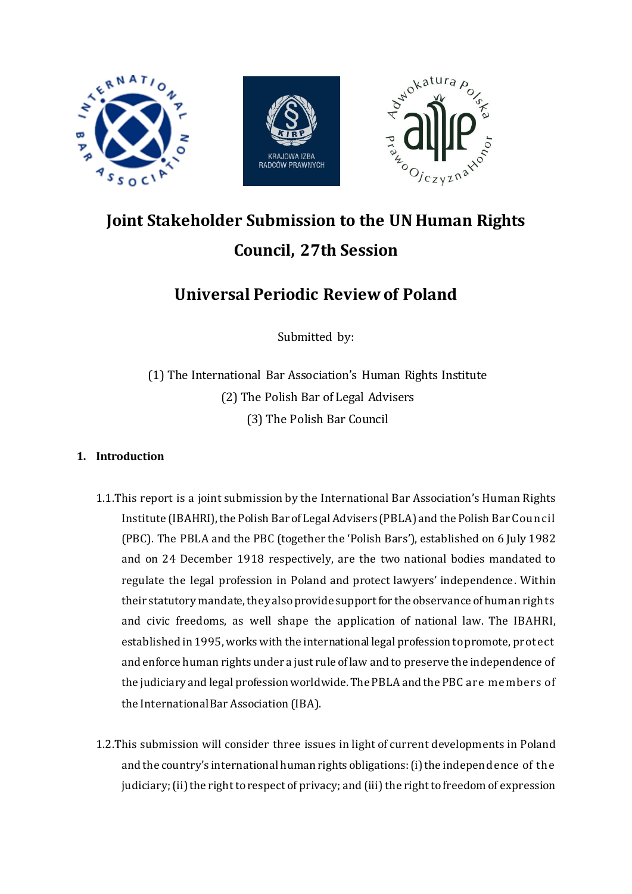# Joint Stakeholder Submission to the UN Human Rights Council, 27th Session

## Universal Periodic Review of Poland

Submitted by:

(1) The International Bar Association's Human Rights Institute
(2) The Polish Bar of Legal Advisers
(3) The Polish Bar Council

### 1. Introduction

1.1. This report is a joint submission by the International Bar Association's Human Rights Institute (IBAHRI), the Polish Bar of Legal Advisers (PBLA) and the Polish Bar Council (PBC). The PBLA and the PBC (together the 'Polish Bars'), established on 6 July 1982 and on 24 December 1918 respectively, are the two national bodies mandated to regulate the legal profession in Poland and protect lawyers' independence. Within their statutory mandate, they also provide support for the observance of human rights and civic freedoms, as well shape the application of national law. The IBAHRI, established in 1995, works with the international legal profession to promote, protect and enforce human rights under a just rule of law and to preserve the independence of the judiciary and legal profession worldwide. The PBLA and the PBC are members of the International Bar Association (IBA).

1.2. This submission will consider three issues in light of current developments in Poland and the country's international human rights obligations: (i) the independence of the judiciary; (ii) the right to respect of privacy; and (iii) the right to freedom of expression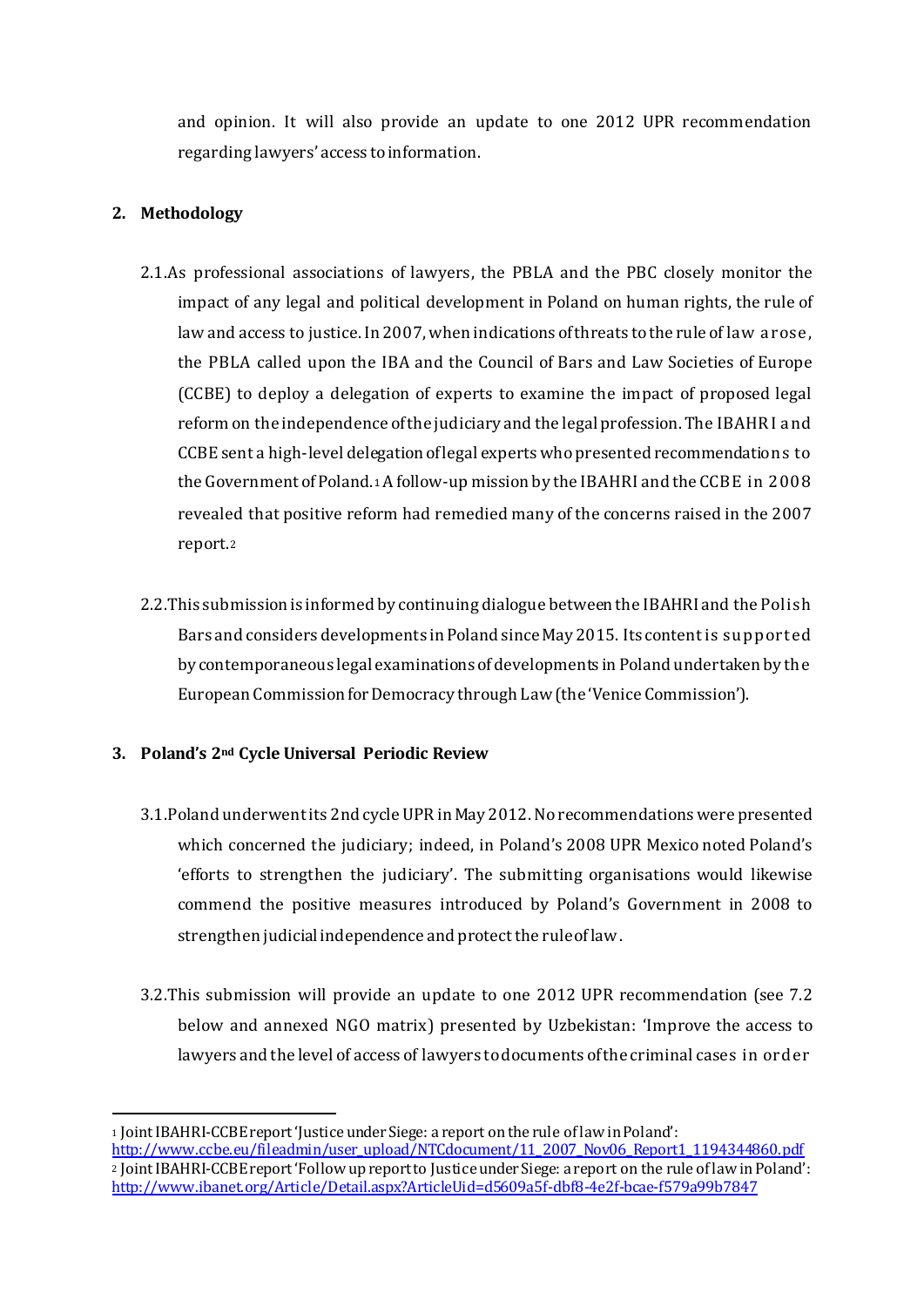and opinion. It will also provide an update to one 2012 UPR recommendation regarding lawyers' access to information.

## 2. Methodology

2.1. As professional associations of lawyers, the PBLA and the PBC closely monitor the impact of any legal and political development in Poland on human rights, the rule of law and access to justice. In 2007, when indications of threats to the rule of law arose, the PBLA called upon the IBA and the Council of Bars and Law Societies of Europe (CCBE) to deploy a delegation of experts to examine the impact of proposed legal reform on the independence of the judiciary and the legal profession. The IBAHRI and CCBE sent a high-level delegation of legal experts who presented recommendations to the Government of Poland.[1] A follow-up mission by the IBAHRI and the CCBE in 2008 revealed that positive reform had remedied many of the concerns raised in the 2007 report.[2]

2.2. This submission is informed by continuing dialogue between the IBAHRI and the Polish Bars and considers developments in Poland since May 2015. Its content is supported by contemporaneous legal examinations of developments in Poland undertaken by the European Commission for Democracy through Law (the 'Venice Commission').

## 3. Poland's 2nd Cycle Universal Periodic Review

3.1. Poland underwent its 2nd cycle UPR in May 2012. No recommendations were presented which concerned the judiciary; indeed, in Poland's 2008 UPR Mexico noted Poland's 'efforts to strengthen the judiciary'. The submitting organisations would likewise commend the positive measures introduced by Poland's Government in 2008 to strengthen judicial independence and protect the rule of law.

3.2. This submission will provide an update to one 2012 UPR recommendation (see 7.2 below and annexed NGO matrix) presented by Uzbekistan: 'Improve the access to lawyers and the level of access of lawyers to documents of the criminal cases in order

---

[1] Joint IBAHRI-CCBE report 'Justice under Siege: a report on the rule of law in Poland': http://www.ccbe.eu/fileadmin/user_upload/NTCdocument/11_2007_Nov06_Report1_1194344860.pdf

[2] Joint IBAHRI-CCBE report 'Follow up report to Justice under Siege: a report on the rule of law in Poland': http://www.ibanet.org/Article/Detail.aspx?ArticleUid=d5609a5f-dbf8-4e2f-bcae-f579a99b7847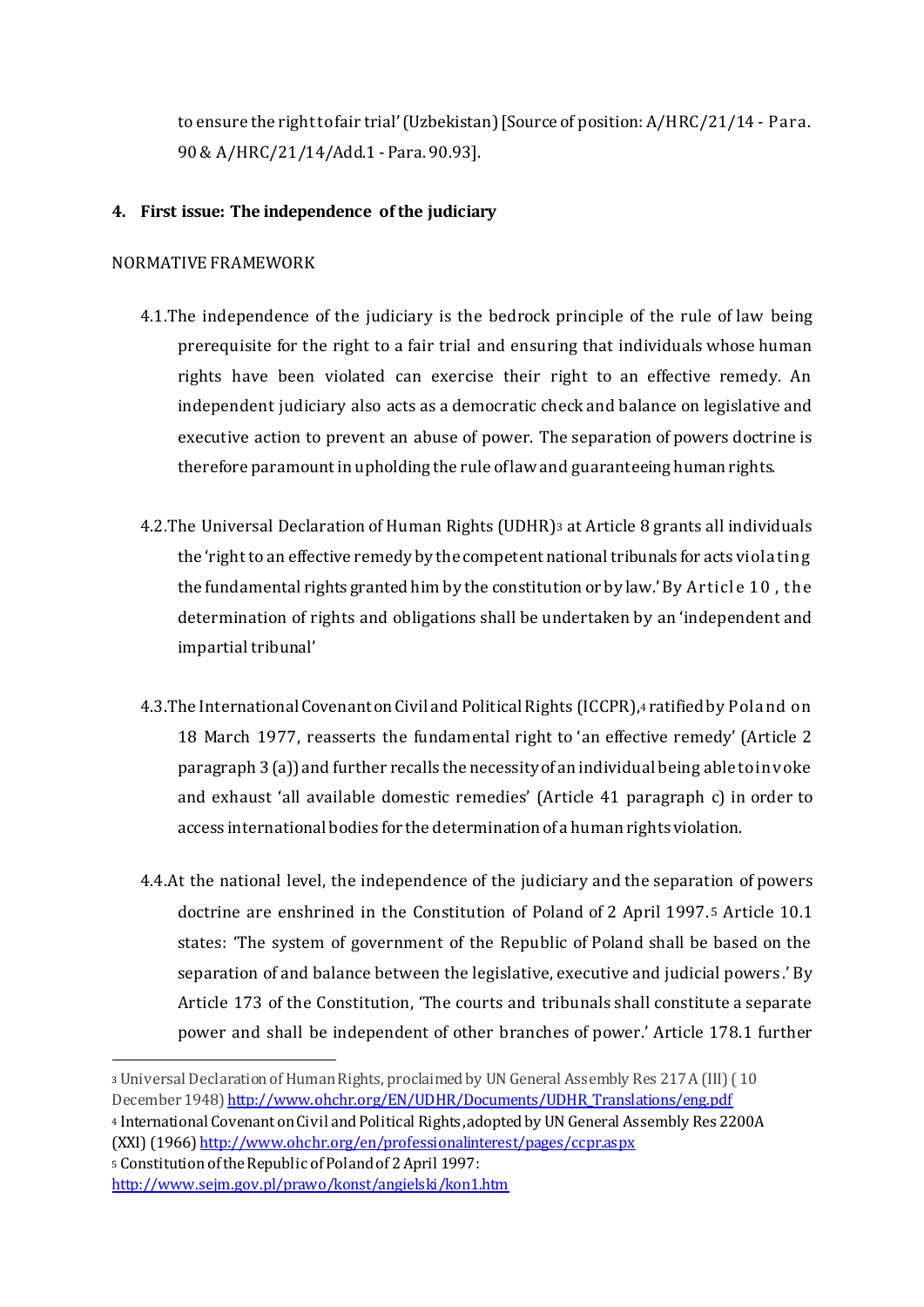to ensure the right to fair trial' (Uzbekistan) [Source of position: A/HRC/21/14 - Para. 90 & A/HRC/21/14/Add.1 - Para. 90.93].

## 4. First issue: The independence of the judiciary

NORMATIVE FRAMEWORK

4.1. The independence of the judiciary is the bedrock principle of the rule of law being prerequisite for the right to a fair trial and ensuring that individuals whose human rights have been violated can exercise their right to an effective remedy. An independent judiciary also acts as a democratic check and balance on legislative and executive action to prevent an abuse of power. The separation of powers doctrine is therefore paramount in upholding the rule of law and guaranteeing human rights.

4.2. The Universal Declaration of Human Rights (UDHR)[3] at Article 8 grants all individuals the 'right to an effective remedy by the competent national tribunals for acts violating the fundamental rights granted him by the constitution or by law.' By Article 10, the determination of rights and obligations shall be undertaken by an 'independent and impartial tribunal'

4.3. The International Covenant on Civil and Political Rights (ICCPR),[4] ratified by Poland on 18 March 1977, reasserts the fundamental right to 'an effective remedy' (Article 2 paragraph 3 (a)) and further recalls the necessity of an individual being able to invoke and exhaust 'all available domestic remedies' (Article 41 paragraph c) in order to access international bodies for the determination of a human rights violation.

4.4. At the national level, the independence of the judiciary and the separation of powers doctrine are enshrined in the Constitution of Poland of 2 April 1997.[5] Article 10.1 states: 'The system of government of the Republic of Poland shall be based on the separation of and balance between the legislative, executive and judicial powers.' By Article 173 of the Constitution, 'The courts and tribunals shall constitute a separate power and shall be independent of other branches of power.' Article 178.1 further

---

[3] Universal Declaration of Human Rights, proclaimed by UN General Assembly Res 217A (III) (10 December 1948) http://www.ohchr.org/EN/UDHR/Documents/UDHR_Translations/eng.pdf

[4] International Covenant on Civil and Political Rights, adopted by UN General Assembly Res 2200A (XXI) (1966) http://www.ohchr.org/en/professionalinterest/pages/ccpr.aspx

[5] Constitution of the Republic of Poland of 2 April 1997: http://www.sejm.gov.pl/prawo/konst/angielski/kon1.htm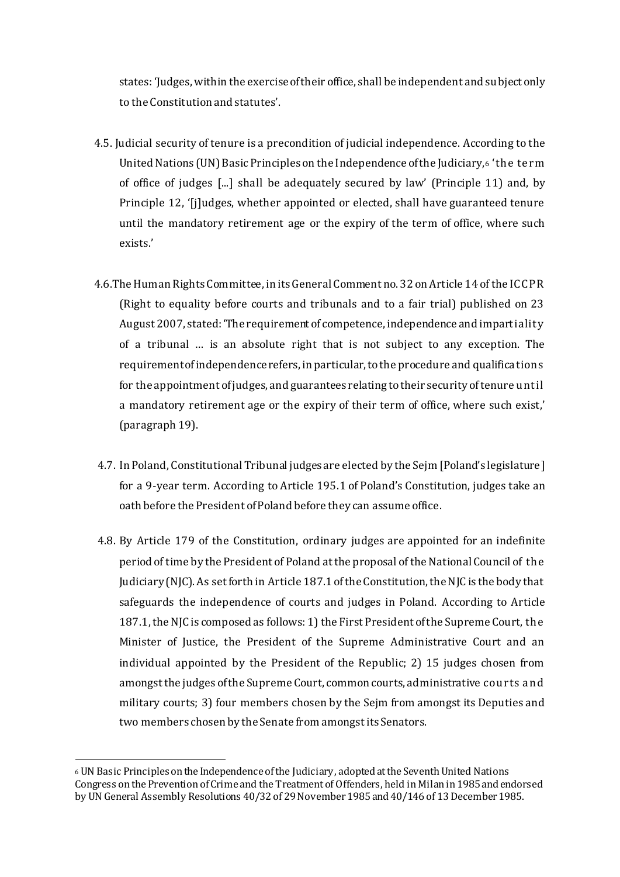states: 'Judges, within the exercise of their office, shall be independent and subject only to the Constitution and statutes'.

4.5. Judicial security of tenure is a precondition of judicial independence. According to the United Nations (UN) Basic Principles on the Independence of the Judiciary,[6] 'the term of office of judges [...] shall be adequately secured by law' (Principle 11) and, by Principle 12, '[j]udges, whether appointed or elected, shall have guaranteed tenure until the mandatory retirement age or the expiry of the term of office, where such exists.'

4.6. The Human Rights Committee, in its General Comment no. 32 on Article 14 of the ICCPR (Right to equality before courts and tribunals and to a fair trial) published on 23 August 2007, stated: 'The requirement of competence, independence and impartiality of a tribunal … is an absolute right that is not subject to any exception. The requirement of independence refers, in particular, to the procedure and qualifications for the appointment of judges, and guarantees relating to their security of tenure until a mandatory retirement age or the expiry of their term of office, where such exist,' (paragraph 19).

4.7. In Poland, Constitutional Tribunal judges are elected by the Sejm [Poland's legislature] for a 9-year term. According to Article 195.1 of Poland's Constitution, judges take an oath before the President of Poland before they can assume office.

4.8. By Article 179 of the Constitution, ordinary judges are appointed for an indefinite period of time by the President of Poland at the proposal of the National Council of the Judiciary (NJC). As set forth in Article 187.1 of the Constitution, the NJC is the body that safeguards the independence of courts and judges in Poland. According to Article 187.1, the NJC is composed as follows: 1) the First President of the Supreme Court, the Minister of Justice, the President of the Supreme Administrative Court and an individual appointed by the President of the Republic; 2) 15 judges chosen from amongst the judges of the Supreme Court, common courts, administrative courts and military courts; 3) four members chosen by the Sejm from amongst its Deputies and two members chosen by the Senate from amongst its Senators.

[6] UN Basic Principles on the Independence of the Judiciary, adopted at the Seventh United Nations Congress on the Prevention of Crime and the Treatment of Offenders, held in Milan in 1985 and endorsed by UN General Assembly Resolutions 40/32 of 29 November 1985 and 40/146 of 13 December 1985.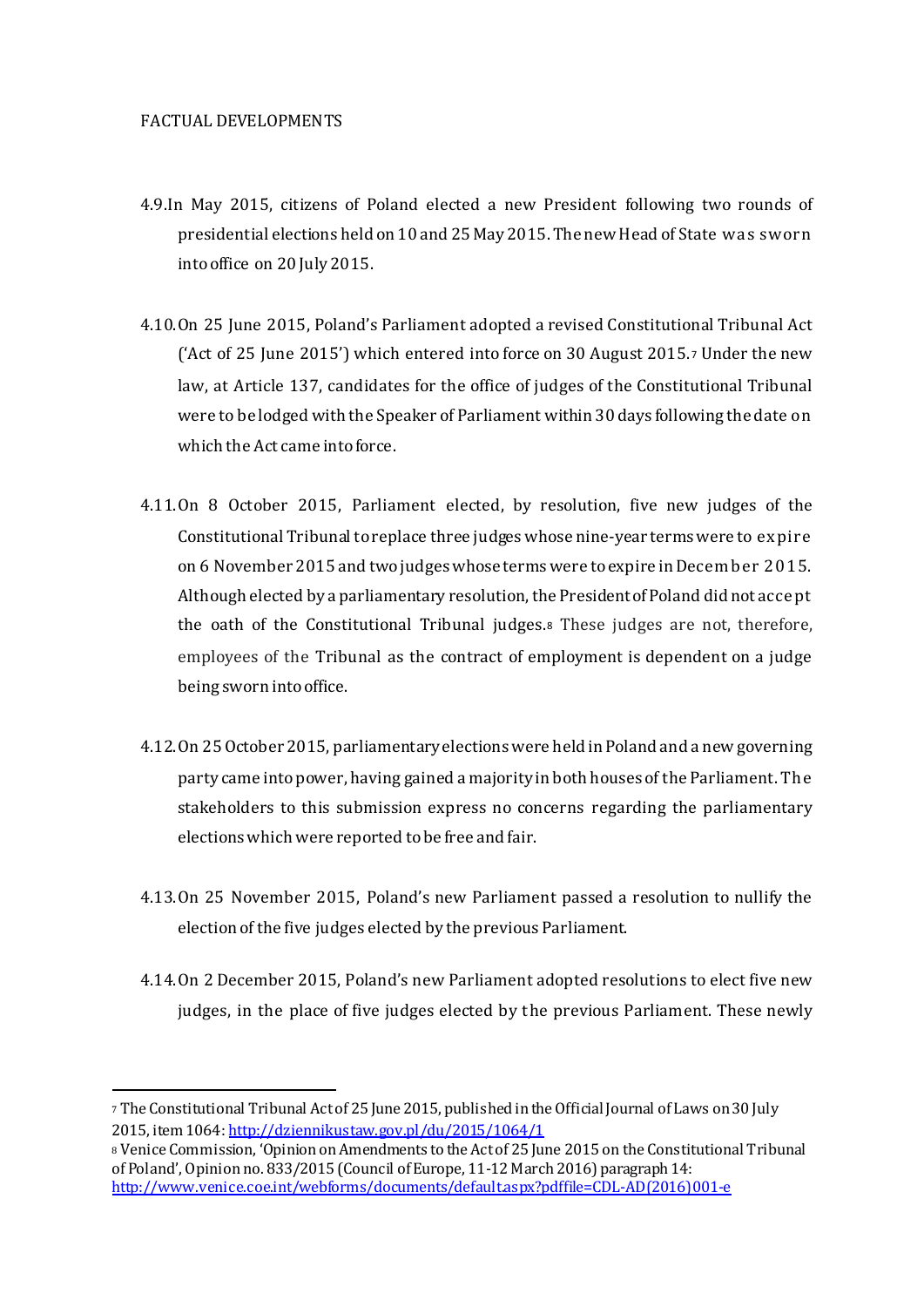FACTUAL DEVELOPMENTS

4.9. In May 2015, citizens of Poland elected a new President following two rounds of presidential elections held on 10 and 25 May 2015. The new Head of State was sworn into office on 20 July 2015.

4.10. On 25 June 2015, Poland's Parliament adopted a revised Constitutional Tribunal Act ('Act of 25 June 2015') which entered into force on 30 August 2015.[7] Under the new law, at Article 137, candidates for the office of judges of the Constitutional Tribunal were to be lodged with the Speaker of Parliament within 30 days following the date on which the Act came into force.

4.11. On 8 October 2015, Parliament elected, by resolution, five new judges of the Constitutional Tribunal to replace three judges whose nine-year terms were to expire on 6 November 2015 and two judges whose terms were to expire in December 2015. Although elected by a parliamentary resolution, the President of Poland did not accept the oath of the Constitutional Tribunal judges.[8] These judges are not, therefore, employees of the Tribunal as the contract of employment is dependent on a judge being sworn into office.

4.12. On 25 October 2015, parliamentary elections were held in Poland and a new governing party came into power, having gained a majority in both houses of the Parliament. The stakeholders to this submission express no concerns regarding the parliamentary elections which were reported to be free and fair.

4.13. On 25 November 2015, Poland's new Parliament passed a resolution to nullify the election of the five judges elected by the previous Parliament.

4.14. On 2 December 2015, Poland's new Parliament adopted resolutions to elect five new judges, in the place of five judges elected by the previous Parliament. These newly

---

[7] The Constitutional Tribunal Act of 25 June 2015, published in the Official Journal of Laws on 30 July 2015, item 1064: http://dziennikustaw.gov.pl/du/2015/1064/1

[8] Venice Commission, 'Opinion on Amendments to the Act of 25 June 2015 on the Constitutional Tribunal of Poland', Opinion no. 833/2015 (Council of Europe, 11-12 March 2016) paragraph 14: http://www.venice.coe.int/webforms/documents/default.aspx?pdffile=CDL-AD(2016)001-e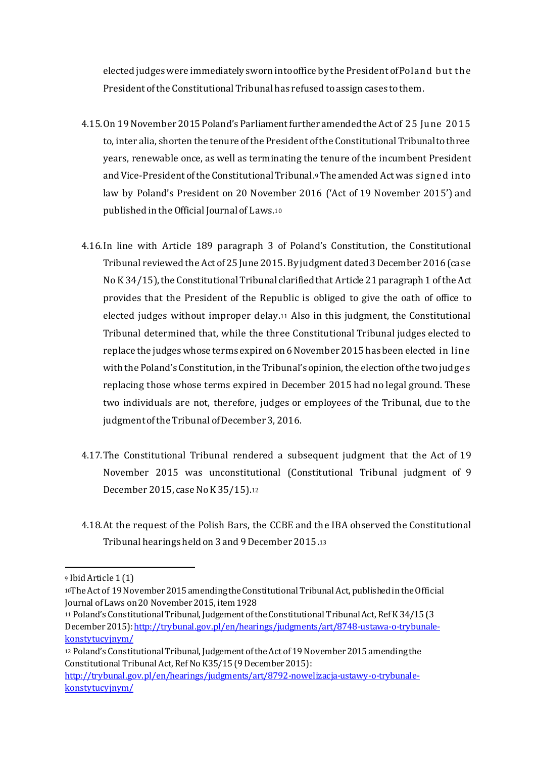elected judges were immediately sworn into office by the President of Poland but the President of the Constitutional Tribunal has refused to assign cases to them.

4.15. On 19 November 2015 Poland's Parliament further amended the Act of 25 June 2015 to, inter alia, shorten the tenure of the President of the Constitutional Tribunal to three years, renewable once, as well as terminating the tenure of the incumbent President and Vice-President of the Constitutional Tribunal.[9] The amended Act was signed into law by Poland's President on 20 November 2016 ('Act of 19 November 2015') and published in the Official Journal of Laws.[10]

4.16. In line with Article 189 paragraph 3 of Poland's Constitution, the Constitutional Tribunal reviewed the Act of 25 June 2015. By judgment dated 3 December 2016 (case No K 34/15), the Constitutional Tribunal clarified that Article 21 paragraph 1 of the Act provides that the President of the Republic is obliged to give the oath of office to elected judges without improper delay.[11] Also in this judgment, the Constitutional Tribunal determined that, while the three Constitutional Tribunal judges elected to replace the judges whose terms expired on 6 November 2015 has been elected in line with the Poland's Constitution, in the Tribunal's opinion, the election of the two judges replacing those whose terms expired in December 2015 had no legal ground. These two individuals are not, therefore, judges or employees of the Tribunal, due to the judgment of the Tribunal of December 3, 2016.

4.17. The Constitutional Tribunal rendered a subsequent judgment that the Act of 19 November 2015 was unconstitutional (Constitutional Tribunal judgment of 9 December 2015, case No K 35/15).[12]

4.18. At the request of the Polish Bars, the CCBE and the IBA observed the Constitutional Tribunal hearings held on 3 and 9 December 2015.[13]

---

[9] Ibid Article 1 (1)

[10] The Act of 19 November 2015 amending the Constitutional Tribunal Act, published in the Official Journal of Laws on 20 November 2015, item 1928

[11] Poland's Constitutional Tribunal, Judgement of the Constitutional Tribunal Act, Ref K 34/15 (3 December 2015): http://trybunal.gov.pl/en/hearings/judgments/art/8748-ustawa-o-trybunale-konstytucyjnym/

[12] Poland's Constitutional Tribunal, Judgement of the Act of 19 November 2015 amending the Constitutional Tribunal Act, Ref No K35/15 (9 December 2015): http://trybunal.gov.pl/en/hearings/judgments/art/8792-nowelizacja-ustawy-o-trybunale-konstytucyjnym/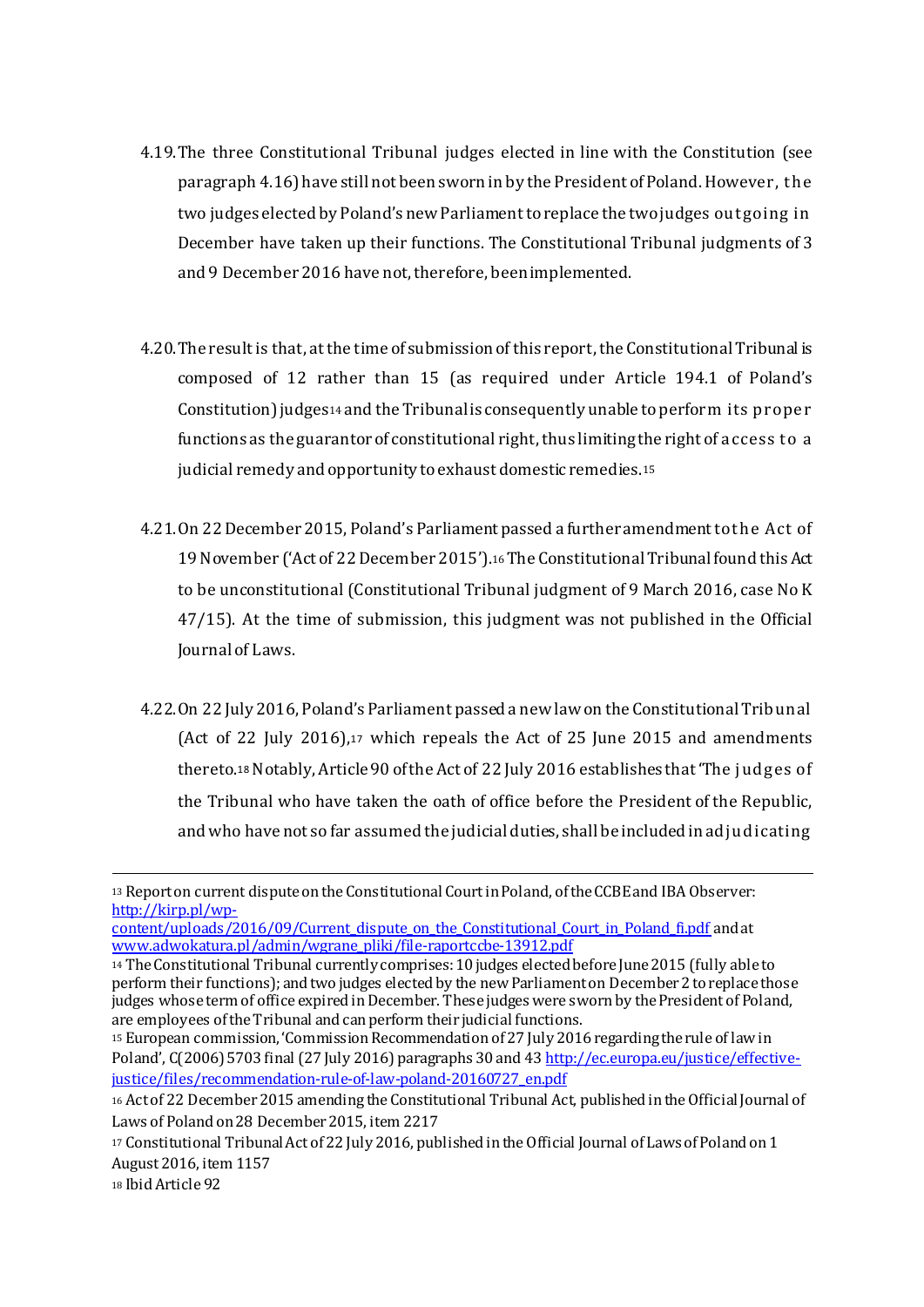4.19. The three Constitutional Tribunal judges elected in line with the Constitution (see paragraph 4.16) have still not been sworn in by the President of Poland. However, the two judges elected by Poland's new Parliament to replace the two judges outgoing in December have taken up their functions. The Constitutional Tribunal judgments of 3 and 9 December 2016 have not, therefore, been implemented.

4.20. The result is that, at the time of submission of this report, the Constitutional Tribunal is composed of 12 rather than 15 (as required under Article 194.1 of Poland's Constitution) judges[14] and the Tribunal is consequently unable to perform its proper functions as the guarantor of constitutional right, thus limiting the right of access to a judicial remedy and opportunity to exhaust domestic remedies.[15]

4.21. On 22 December 2015, Poland's Parliament passed a further amendment to the Act of 19 November ('Act of 22 December 2015').[16] The Constitutional Tribunal found this Act to be unconstitutional (Constitutional Tribunal judgment of 9 March 2016, case No K 47/15). At the time of submission, this judgment was not published in the Official Journal of Laws.

4.22. On 22 July 2016, Poland's Parliament passed a new law on the Constitutional Tribunal (Act of 22 July 2016),[17] which repeals the Act of 25 June 2015 and amendments thereto.[18] Notably, Article 90 of the Act of 22 July 2016 establishes that 'The judges of the Tribunal who have taken the oath of office before the President of the Republic, and who have not so far assumed the judicial duties, shall be included in adjudicating

---

[13] Report on current dispute on the Constitutional Court in Poland, of the CCBE and IBA Observer: http://kirp.pl/wp-content/uploads/2016/09/Current_dispute_on_the_Constitutional_Court_in_Poland_fi.pdf and at www.adwokatura.pl/admin/wgrane_pliki/file-raportccbe-13912.pdf

[14] The Constitutional Tribunal currently comprises: 10 judges elected before June 2015 (fully able to perform their functions); and two judges elected by the new Parliament on December 2 to replace those judges whose term of office expired in December. These judges were sworn by the President of Poland, are employees of the Tribunal and can perform their judicial functions.

[15] European commission, 'Commission Recommendation of 27 July 2016 regarding the rule of law in Poland', C(2006) 5703 final (27 July 2016) paragraphs 30 and 43 http://ec.europa.eu/justice/effective-justice/files/recommendation-rule-of-law-poland-20160727_en.pdf

[16] Act of 22 December 2015 amending the Constitutional Tribunal Act, published in the Official Journal of Laws of Poland on 28 December 2015, item 2217

[17] Constitutional Tribunal Act of 22 July 2016, published in the Official Journal of Laws of Poland on 1 August 2016, item 1157

[18] Ibid Article 92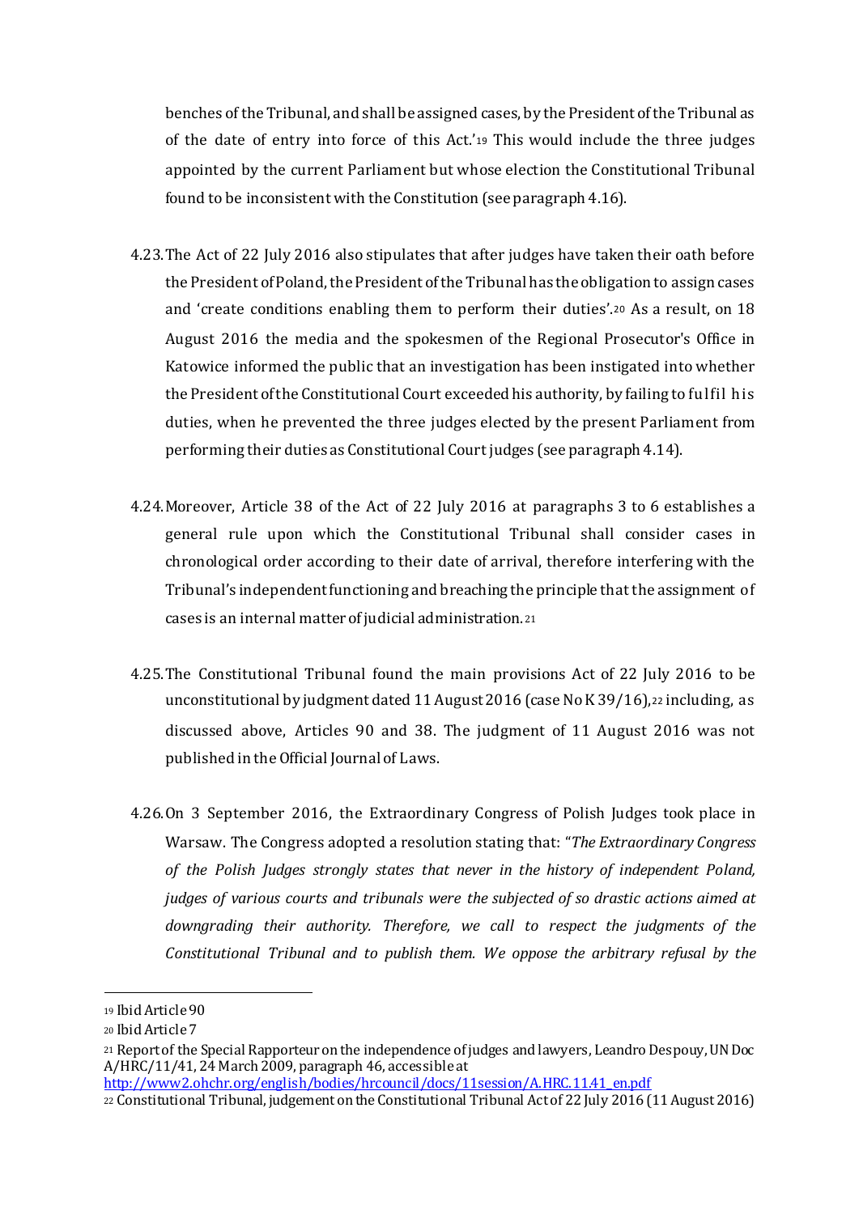benches of the Tribunal, and shall be assigned cases, by the President of the Tribunal as of the date of entry into force of this Act.'[19] This would include the three judges appointed by the current Parliament but whose election the Constitutional Tribunal found to be inconsistent with the Constitution (see paragraph 4.16).

4.23. The Act of 22 July 2016 also stipulates that after judges have taken their oath before the President of Poland, the President of the Tribunal has the obligation to assign cases and 'create conditions enabling them to perform their duties'.[20] As a result, on 18 August 2016 the media and the spokesmen of the Regional Prosecutor's Office in Katowice informed the public that an investigation has been instigated into whether the President of the Constitutional Court exceeded his authority, by failing to fulfil his duties, when he prevented the three judges elected by the present Parliament from performing their duties as Constitutional Court judges (see paragraph 4.14).

4.24. Moreover, Article 38 of the Act of 22 July 2016 at paragraphs 3 to 6 establishes a general rule upon which the Constitutional Tribunal shall consider cases in chronological order according to their date of arrival, therefore interfering with the Tribunal's independent functioning and breaching the principle that the assignment of cases is an internal matter of judicial administration.[21]

4.25. The Constitutional Tribunal found the main provisions Act of 22 July 2016 to be unconstitutional by judgment dated 11 August 2016 (case No K 39/16),[22] including, as discussed above, Articles 90 and 38. The judgment of 11 August 2016 was not published in the Official Journal of Laws.

4.26. On 3 September 2016, the Extraordinary Congress of Polish Judges took place in Warsaw. The Congress adopted a resolution stating that: "*The Extraordinary Congress of the Polish Judges strongly states that never in the history of independent Poland, judges of various courts and tribunals were the subjected of so drastic actions aimed at downgrading their authority. Therefore, we call to respect the judgments of the Constitutional Tribunal and to publish them. We oppose the arbitrary refusal by the*

---

[19] Ibid Article 90

[20] Ibid Article 7

[21] Report of the Special Rapporteur on the independence of judges and lawyers, Leandro Despouy, UN Doc A/HRC/11/41, 24 March 2009, paragraph 46, accessible at http://www2.ohchr.org/english/bodies/hrcouncil/docs/11session/A.HRC.11.41_en.pdf

[22] Constitutional Tribunal, judgement on the Constitutional Tribunal Act of 22 July 2016 (11 August 2016)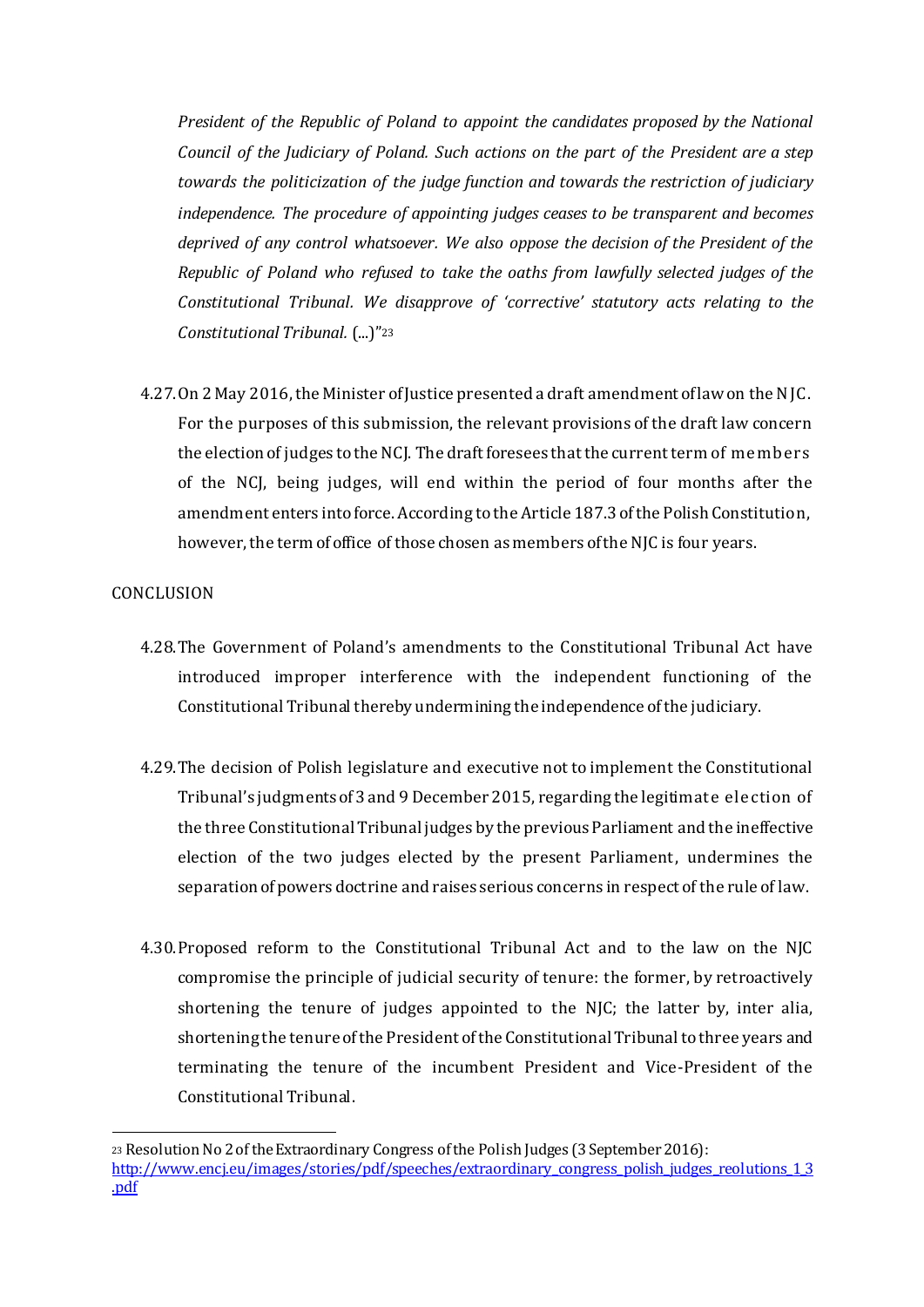*President of the Republic of Poland to appoint the candidates proposed by the National Council of the Judiciary of Poland. Such actions on the part of the President are a step towards the politicization of the judge function and towards the restriction of judiciary independence. The procedure of appointing judges ceases to be transparent and becomes deprived of any control whatsoever. We also oppose the decision of the President of the Republic of Poland who refused to take the oaths from lawfully selected judges of the Constitutional Tribunal. We disapprove of 'corrective' statutory acts relating to the Constitutional Tribunal.* (...)"[23]

4.27. On 2 May 2016, the Minister of Justice presented a draft amendment of law on the NJC. For the purposes of this submission, the relevant provisions of the draft law concern the election of judges to the NCJ. The draft foresees that the current term of members of the NCJ, being judges, will end within the period of four months after the amendment enters into force. According to the Article 187.3 of the Polish Constitution, however, the term of office of those chosen as members of the NJC is four years.

CONCLUSION

4.28. The Government of Poland's amendments to the Constitutional Tribunal Act have introduced improper interference with the independent functioning of the Constitutional Tribunal thereby undermining the independence of the judiciary.

4.29. The decision of Polish legislature and executive not to implement the Constitutional Tribunal's judgments of 3 and 9 December 2015, regarding the legitimate election of the three Constitutional Tribunal judges by the previous Parliament and the ineffective election of the two judges elected by the present Parliament, undermines the separation of powers doctrine and raises serious concerns in respect of the rule of law.

4.30. Proposed reform to the Constitutional Tribunal Act and to the law on the NJC compromise the principle of judicial security of tenure: the former, by retroactively shortening the tenure of judges appointed to the NJC; the latter by, inter alia, shortening the tenure of the President of the Constitutional Tribunal to three years and terminating the tenure of the incumbent President and Vice-President of the Constitutional Tribunal.

---

[23] Resolution No 2 of the Extraordinary Congress of the Polish Judges (3 September 2016): http://www.encj.eu/images/stories/pdf/speeches/extraordinary_congress_polish_judges_reolutions_1_3.pdf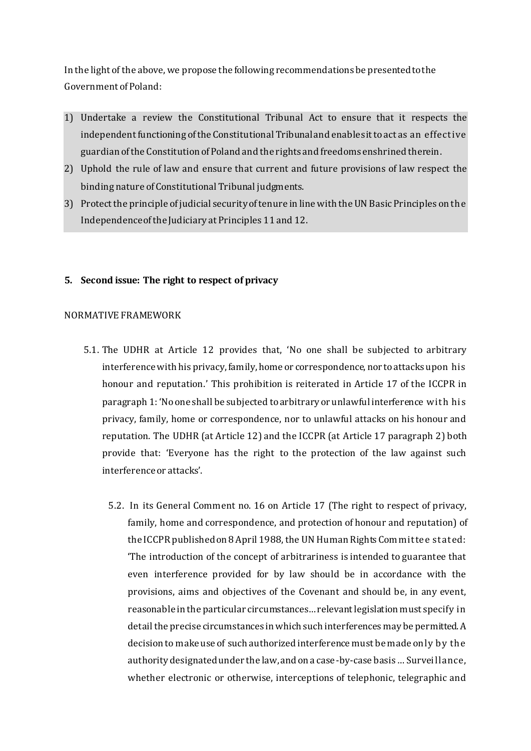In the light of the above, we propose the following recommendations be presented to the Government of Poland:

1) Undertake a review the Constitutional Tribunal Act to ensure that it respects the independent functioning of the Constitutional Tribunal and enables it to act as an effective guardian of the Constitution of Poland and the rights and freedoms enshrined therein.
2) Uphold the rule of law and ensure that current and future provisions of law respect the binding nature of Constitutional Tribunal judgments.
3) Protect the principle of judicial security of tenure in line with the UN Basic Principles on the Independence of the Judiciary at Principles 11 and 12.

## 5. Second issue: The right to respect of privacy

NORMATIVE FRAMEWORK

5.1. The UDHR at Article 12 provides that, 'No one shall be subjected to arbitrary interference with his privacy, family, home or correspondence, nor to attacks upon his honour and reputation.' This prohibition is reiterated in Article 17 of the ICCPR in paragraph 1: 'No one shall be subjected to arbitrary or unlawful interference with his privacy, family, home or correspondence, nor to unlawful attacks on his honour and reputation. The UDHR (at Article 12) and the ICCPR (at Article 17 paragraph 2) both provide that: 'Everyone has the right to the protection of the law against such interference or attacks'.

5.2. In its General Comment no. 16 on Article 17 (The right to respect of privacy, family, home and correspondence, and protection of honour and reputation) of the ICCPR published on 8 April 1988, the UN Human Rights Committee stated: 'The introduction of the concept of arbitrariness is intended to guarantee that even interference provided for by law should be in accordance with the provisions, aims and objectives of the Covenant and should be, in any event, reasonable in the particular circumstances… relevant legislation must specify in detail the precise circumstances in which such interferences may be permitted. A decision to make use of such authorized interference must be made only by the authority designated under the law, and on a case-by-case basis … Surveillance, whether electronic or otherwise, interceptions of telephonic, telegraphic and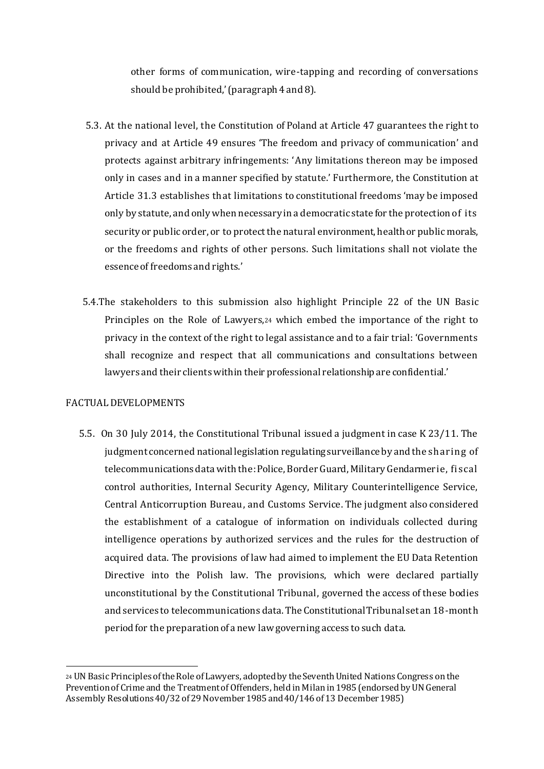other forms of communication, wire-tapping and recording of conversations should be prohibited,' (paragraph 4 and 8).

5.3. At the national level, the Constitution of Poland at Article 47 guarantees the right to privacy and at Article 49 ensures 'The freedom and privacy of communication' and protects against arbitrary infringements: 'Any limitations thereon may be imposed only in cases and in a manner specified by statute.' Furthermore, the Constitution at Article 31.3 establishes that limitations to constitutional freedoms 'may be imposed only by statute, and only when necessary in a democratic state for the protection of its security or public order, or to protect the natural environment, health or public morals, or the freedoms and rights of other persons. Such limitations shall not violate the essence of freedoms and rights.'

5.4. The stakeholders to this submission also highlight Principle 22 of the UN Basic Principles on the Role of Lawyers,[24] which embed the importance of the right to privacy in the context of the right to legal assistance and to a fair trial: 'Governments shall recognize and respect that all communications and consultations between lawyers and their clients within their professional relationship are confidential.'

FACTUAL DEVELOPMENTS

5.5. On 30 July 2014, the Constitutional Tribunal issued a judgment in case K 23/11. The judgment concerned national legislation regulating surveillance by and the sharing of telecommunications data with the: Police, Border Guard, Military Gendarmerie, fiscal control authorities, Internal Security Agency, Military Counterintelligence Service, Central Anticorruption Bureau, and Customs Service. The judgment also considered the establishment of a catalogue of information on individuals collected during intelligence operations by authorized services and the rules for the destruction of acquired data. The provisions of law had aimed to implement the EU Data Retention Directive into the Polish law. The provisions, which were declared partially unconstitutional by the Constitutional Tribunal, governed the access of these bodies and services to telecommunications data. The Constitutional Tribunal set an 18-month period for the preparation of a new law governing access to such data.

[24] UN Basic Principles of the Role of Lawyers, adopted by the Seventh United Nations Congress on the Prevention of Crime and the Treatment of Offenders, held in Milan in 1985 (endorsed by UN General Assembly Resolutions 40/32 of 29 November 1985 and 40/146 of 13 December 1985)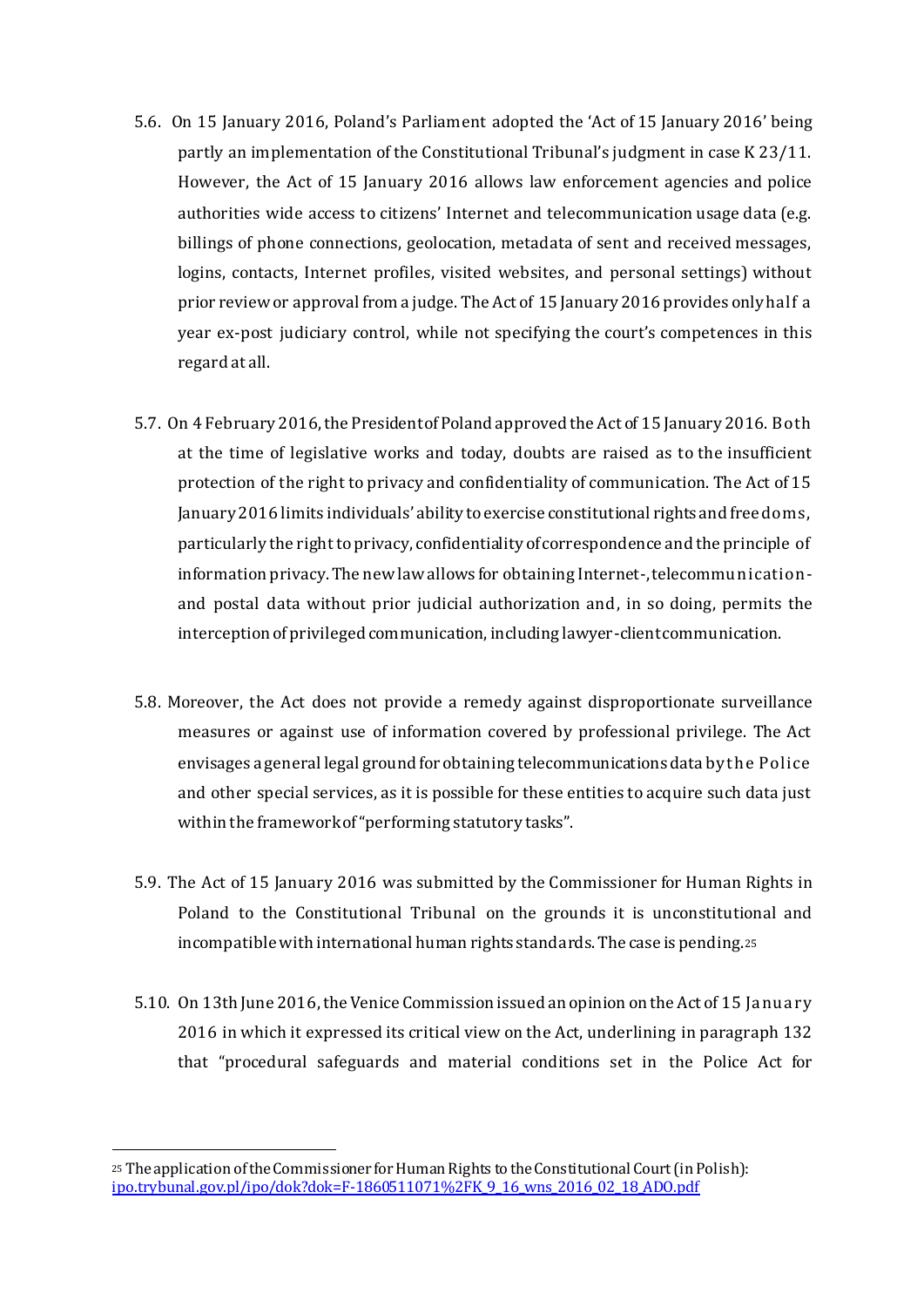5.6. On 15 January 2016, Poland's Parliament adopted the 'Act of 15 January 2016' being partly an implementation of the Constitutional Tribunal's judgment in case K 23/11. However, the Act of 15 January 2016 allows law enforcement agencies and police authorities wide access to citizens' Internet and telecommunication usage data (e.g. billings of phone connections, geolocation, metadata of sent and received messages, logins, contacts, Internet profiles, visited websites, and personal settings) without prior review or approval from a judge. The Act of 15 January 2016 provides only half a year ex-post judiciary control, while not specifying the court's competences in this regard at all.

5.7. On 4 February 2016, the President of Poland approved the Act of 15 January 2016. Both at the time of legislative works and today, doubts are raised as to the insufficient protection of the right to privacy and confidentiality of communication. The Act of 15 January 2016 limits individuals' ability to exercise constitutional rights and freedoms, particularly the right to privacy, confidentiality of correspondence and the principle of information privacy. The new law allows for obtaining Internet-, telecommunication- and postal data without prior judicial authorization and, in so doing, permits the interception of privileged communication, including lawyer-client communication.

5.8. Moreover, the Act does not provide a remedy against disproportionate surveillance measures or against use of information covered by professional privilege. The Act envisages a general legal ground for obtaining telecommunications data by the Police and other special services, as it is possible for these entities to acquire such data just within the framework of "performing statutory tasks".

5.9. The Act of 15 January 2016 was submitted by the Commissioner for Human Rights in Poland to the Constitutional Tribunal on the grounds it is unconstitutional and incompatible with international human rights standards. The case is pending.[25]

5.10. On 13th June 2016, the Venice Commission issued an opinion on the Act of 15 January 2016 in which it expressed its critical view on the Act, underlining in paragraph 132 that "procedural safeguards and material conditions set in the Police Act for

---

[25] The application of the Commissioner for Human Rights to the Constitutional Court (in Polish): [ipo.trybunal.gov.pl/ipo/dok?dok=F-1860511071%2FK_9_16_wns_2016_02_18_ADO.pdf](ipo.trybunal.gov.pl/ipo/dok?dok=F-1860511071%2FK_9_16_wns_2016_02_18_ADO.pdf)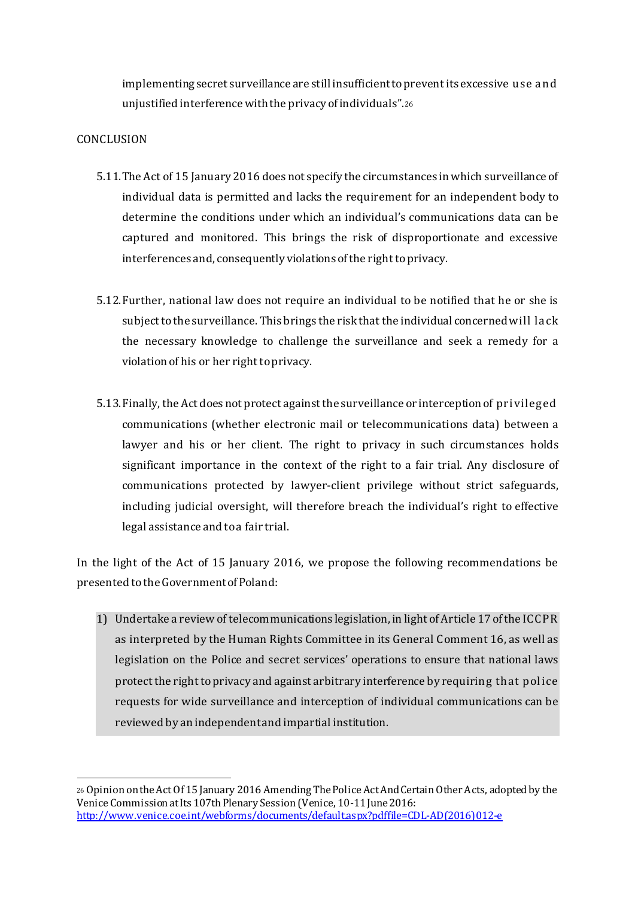implementing secret surveillance are still insufficient to prevent its excessive use and unjustified interference with the privacy of individuals".[26]

CONCLUSION

5.11. The Act of 15 January 2016 does not specify the circumstances in which surveillance of individual data is permitted and lacks the requirement for an independent body to determine the conditions under which an individual's communications data can be captured and monitored. This brings the risk of disproportionate and excessive interferences and, consequently violations of the right to privacy.

5.12. Further, national law does not require an individual to be notified that he or she is subject to the surveillance. This brings the risk that the individual concerned will lack the necessary knowledge to challenge the surveillance and seek a remedy for a violation of his or her right to privacy.

5.13. Finally, the Act does not protect against the surveillance or interception of privileged communications (whether electronic mail or telecommunications data) between a lawyer and his or her client. The right to privacy in such circumstances holds significant importance in the context of the right to a fair trial. Any disclosure of communications protected by lawyer-client privilege without strict safeguards, including judicial oversight, will therefore breach the individual's right to effective legal assistance and to a fair trial.

In the light of the Act of 15 January 2016, we propose the following recommendations be presented to the Government of Poland:

1) Undertake a review of telecommunications legislation, in light of Article 17 of the ICCPR as interpreted by the Human Rights Committee in its General Comment 16, as well as legislation on the Police and secret services' operations to ensure that national laws protect the right to privacy and against arbitrary interference by requiring that police requests for wide surveillance and interception of individual communications can be reviewed by an independent and impartial institution.

---

[26] Opinion on the Act Of 15 January 2016 Amending The Police Act And Certain Other Acts, adopted by the Venice Commission at Its 107th Plenary Session (Venice, 10-11 June 2016: http://www.venice.coe.int/webforms/documents/default.aspx?pdffile=CDL-AD(2016)012-e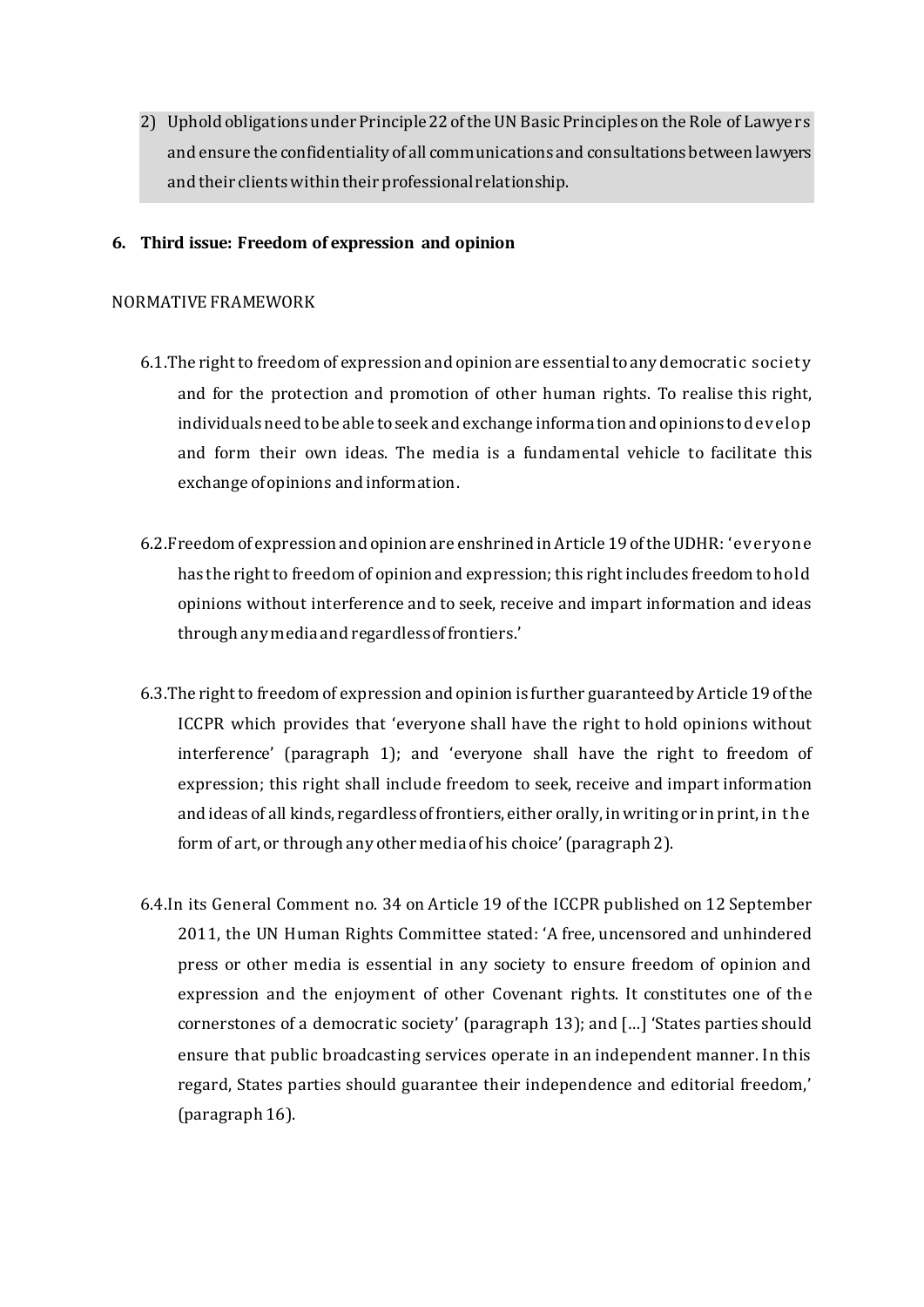2) Uphold obligations under Principle 22 of the UN Basic Principles on the Role of Lawyers and ensure the confidentiality of all communications and consultations between lawyers and their clients within their professional relationship.

## 6. Third issue: Freedom of expression and opinion

NORMATIVE FRAMEWORK

6.1. The right to freedom of expression and opinion are essential to any democratic society and for the protection and promotion of other human rights. To realise this right, individuals need to be able to seek and exchange information and opinions to develop and form their own ideas. The media is a fundamental vehicle to facilitate this exchange of opinions and information.

6.2. Freedom of expression and opinion are enshrined in Article 19 of the UDHR: 'everyone has the right to freedom of opinion and expression; this right includes freedom to hold opinions without interference and to seek, receive and impart information and ideas through any media and regardless of frontiers.'

6.3. The right to freedom of expression and opinion is further guaranteed by Article 19 of the ICCPR which provides that 'everyone shall have the right to hold opinions without interference' (paragraph 1); and 'everyone shall have the right to freedom of expression; this right shall include freedom to seek, receive and impart information and ideas of all kinds, regardless of frontiers, either orally, in writing or in print, in the form of art, or through any other media of his choice' (paragraph 2).

6.4. In its General Comment no. 34 on Article 19 of the ICCPR published on 12 September 2011, the UN Human Rights Committee stated: 'A free, uncensored and unhindered press or other media is essential in any society to ensure freedom of opinion and expression and the enjoyment of other Covenant rights. It constitutes one of the cornerstones of a democratic society' (paragraph 13); and […] 'States parties should ensure that public broadcasting services operate in an independent manner. In this regard, States parties should guarantee their independence and editorial freedom,' (paragraph 16).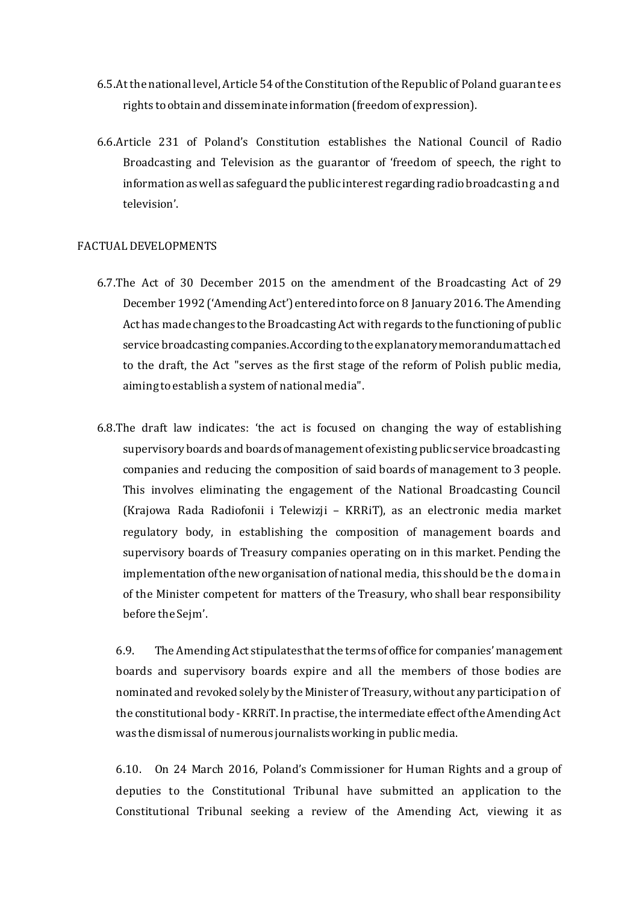6.5. At the national level, Article 54 of the Constitution of the Republic of Poland guarantees rights to obtain and disseminate information (freedom of expression).

6.6. Article 231 of Poland's Constitution establishes the National Council of Radio Broadcasting and Television as the guarantor of 'freedom of speech, the right to information as well as safeguard the public interest regarding radio broadcasting and television'.

FACTUAL DEVELOPMENTS

6.7. The Act of 30 December 2015 on the amendment of the Broadcasting Act of 29 December 1992 ('Amending Act') entered into force on 8 January 2016. The Amending Act has made changes to the Broadcasting Act with regards to the functioning of public service broadcasting companies. According to the explanatory memorandum attached to the draft, the Act "serves as the first stage of the reform of Polish public media, aiming to establish a system of national media".

6.8. The draft law indicates: 'the act is focused on changing the way of establishing supervisory boards and boards of management of existing public service broadcasting companies and reducing the composition of said boards of management to 3 people. This involves eliminating the engagement of the National Broadcasting Council (Krajowa Rada Radiofonii i Telewizji – KRRiT), as an electronic media market regulatory body, in establishing the composition of management boards and supervisory boards of Treasury companies operating on in this market. Pending the implementation of the new organisation of national media, this should be the domain of the Minister competent for matters of the Treasury, who shall bear responsibility before the Sejm'.

6.9. The Amending Act stipulates that the terms of office for companies' management boards and supervisory boards expire and all the members of those bodies are nominated and revoked solely by the Minister of Treasury, without any participation of the constitutional body - KRRiT. In practise, the intermediate effect of the Amending Act was the dismissal of numerous journalists working in public media.

6.10. On 24 March 2016, Poland's Commissioner for Human Rights and a group of deputies to the Constitutional Tribunal have submitted an application to the Constitutional Tribunal seeking a review of the Amending Act, viewing it as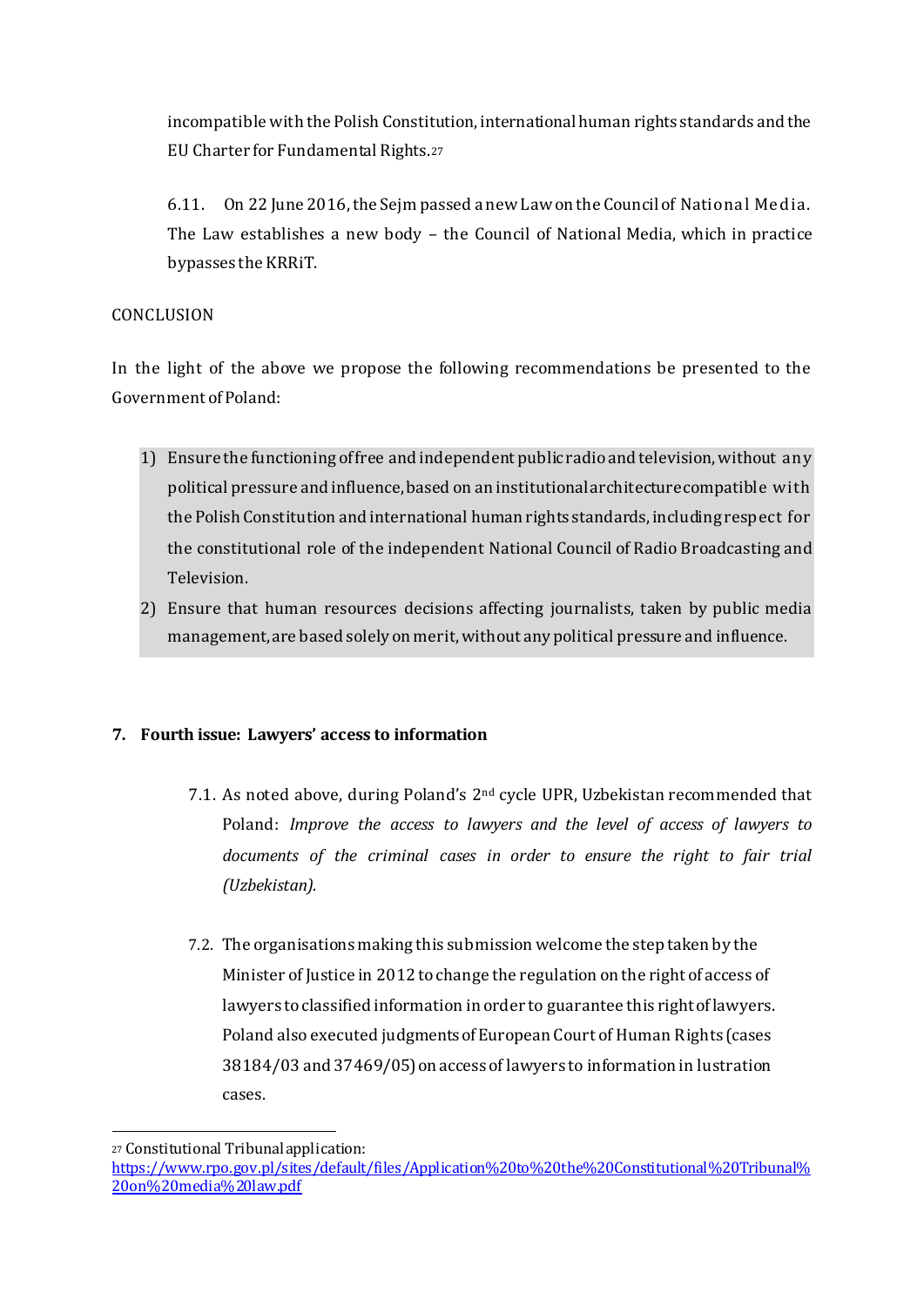incompatible with the Polish Constitution, international human rights standards and the EU Charter for Fundamental Rights.[27]

6.11. On 22 June 2016, the Sejm passed a new Law on the Council of National Media. The Law establishes a new body – the Council of National Media, which in practice bypasses the KRRiT.

CONCLUSION

In the light of the above we propose the following recommendations be presented to the Government of Poland:

1) Ensure the functioning of free and independent public radio and television, without any political pressure and influence, based on an institutional architecture compatible with the Polish Constitution and international human rights standards, including respect for the constitutional role of the independent National Council of Radio Broadcasting and Television.
2) Ensure that human resources decisions affecting journalists, taken by public media management, are based solely on merit, without any political pressure and influence.

## 7. Fourth issue: Lawyers' access to information

7.1. As noted above, during Poland's 2nd cycle UPR, Uzbekistan recommended that Poland: *Improve the access to lawyers and the level of access of lawyers to documents of the criminal cases in order to ensure the right to fair trial (Uzbekistan).*

7.2. The organisations making this submission welcome the step taken by the Minister of Justice in 2012 to change the regulation on the right of access of lawyers to classified information in order to guarantee this right of lawyers. Poland also executed judgments of European Court of Human Rights (cases 38184/03 and 37469/05) on access of lawyers to information in lustration cases.

[27] Constitutional Tribunal application: https://www.rpo.gov.pl/sites/default/files/Application%20to%20the%20Constitutional%20Tribunal%20on%20media%20law.pdf